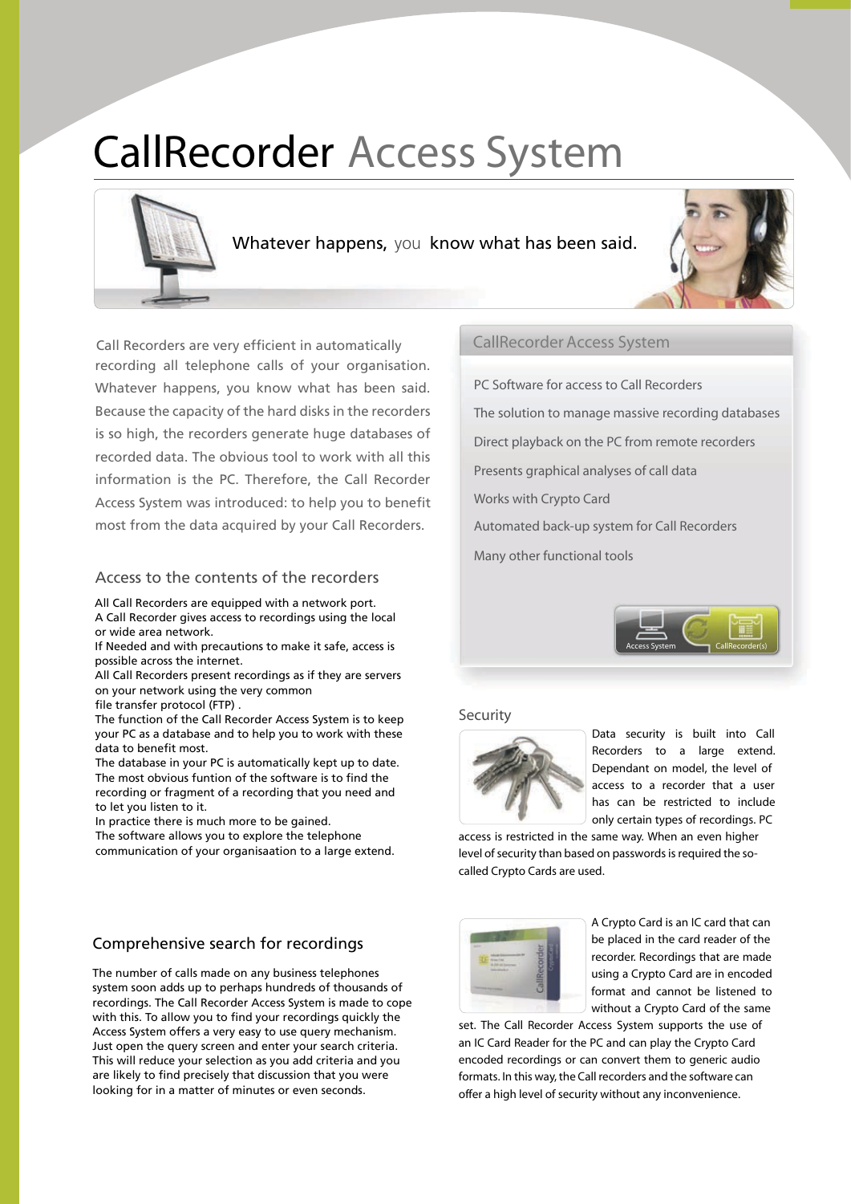# CallRecorder Access System

Whatever happens, you know what has been said.

Call Recorders are very efficient in automatically recording all telephone calls of your organisation. Whatever happens, you know what has been said. Because the capacity of the hard disks in the recorders is so high, the recorders generate huge databases of recorded data. The obvious tool to work with all this information is the PC. Therefore, the Call Recorder Access System was introduced: to help you to benefit most from the data acquired by your Call Recorders.

## Access to the contents of the recorders

All Call Recorders are equipped with a network port.
A Call Recorder gives access to recordings using the local or wide area network.
If Needed and with precautions to make it safe, access is possible across the internet.
All Call Recorders present recordings as if they are servers on your network using the very common file transfer protocol (FTP) .
The function of the Call Recorder Access System is to keep your PC as a database and to help you to work with these data to benefit most.
The database in your PC is automatically kept up to date. The most obvious funtion of the software is to find the recording or fragment of a recording that you need and to let you listen to it.
In practice there is much more to be gained.
The software allows you to explore the telephone communication of your organisaation to a large extend.

## Comprehensive search for recordings

The number of calls made on any business telephones system soon adds up to perhaps hundreds of thousands of recordings. The Call Recorder Access System is made to cope with this. To allow you to find your recordings quickly the Access System offers a very easy to use query mechanism. Just open the query screen and enter your search criteria. This will reduce your selection as you add criteria and you are likely to find precisely that discussion that you were looking for in a matter of minutes or even seconds.

## CallRecorder Access System

- PC Software for access to Call Recorders
- The solution to manage massive recording databases
- Direct playback on the PC from remote recorders
- Presents graphical analyses of call data
- Works with Crypto Card
- Automated back-up system for Call Recorders
- Many other functional tools

Access System — CallRecorder(s)

## Security

Data security is built into Call Recorders to a large extend. Dependant on model, the level of access to a recorder that a user has can be restricted to include only certain types of recordings. PC access is restricted in the same way. When an even higher level of security than based on passwords is required the so-called Crypto Cards are used.

A Crypto Card is an IC card that can be placed in the card reader of the recorder. Recordings that are made using a Crypto Card are in encoded format and cannot be listened to without a Crypto Card of the same set. The Call Recorder Access System supports the use of an IC Card Reader for the PC and can play the Crypto Card encoded recordings or can convert them to generic audio formats. In this way, the Call recorders and the software can offer a high level of security without any inconvenience.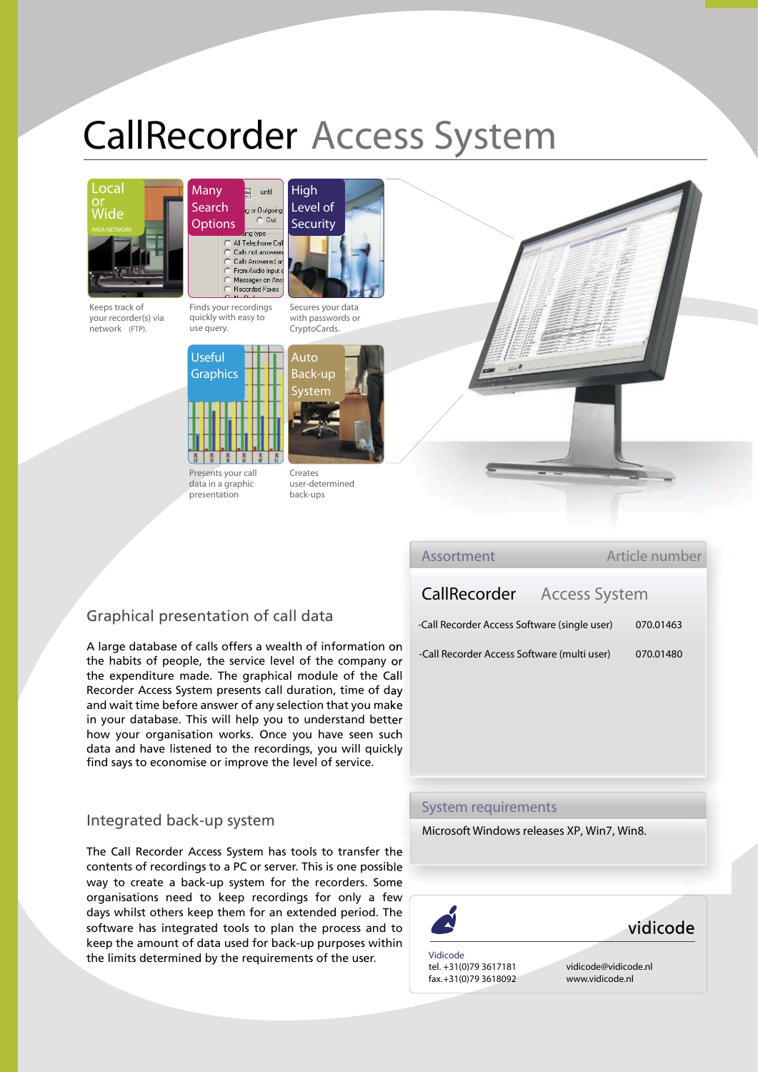# CallRecorder Access System

**Local or Wide**
AREA NETWORK

Keeps track of your recorder(s) via network (FTP).

**Many Search Options**

Finds your recordings quickly with easy to use query.

**High Level of Security**

Secures your data with passwords or CryptoCards.

**Useful Graphics**

Presents your call data in a graphic presentation

**Auto Back-up System**

Creates user-determined back-ups

## Graphical presentation of call data

A large database of calls offers a wealth of information on the habits of people, the service level of the company or the expenditure made. The graphical module of the Call Recorder Access System presents call duration, time of day and wait time before answer of any selection that you make in your database. This will help you to understand better how your organisation works. Once you have seen such data and have listened to the recordings, you will quickly find says to economise or improve the level of service.

## Integrated back-up system

The Call Recorder Access System has tools to transfer the contents of recordings to a PC or server. This is one possible way to create a back-up system for the recorders. Some organisations need to keep recordings for only a few days whilst others keep them for an extended period. The software has integrated tools to plan the process and to keep the amount of data used for back-up purposes within the limits determined by the requirements of the user.

| Assortment | Article number |
|---|---|
| **CallRecorder Access System** | |
| -Call Recorder Access Software (single user) | 070.01463 |
| -Call Recorder Access Software (multi user) | 070.01480 |

## System requirements

Microsoft Windows releases XP, Win7, Win8.

vidicode

Vidicode
tel. +31(0)79 3617181
fax.+31(0)79 3618092

vidicode@vidicode.nl
www.vidicode.nl